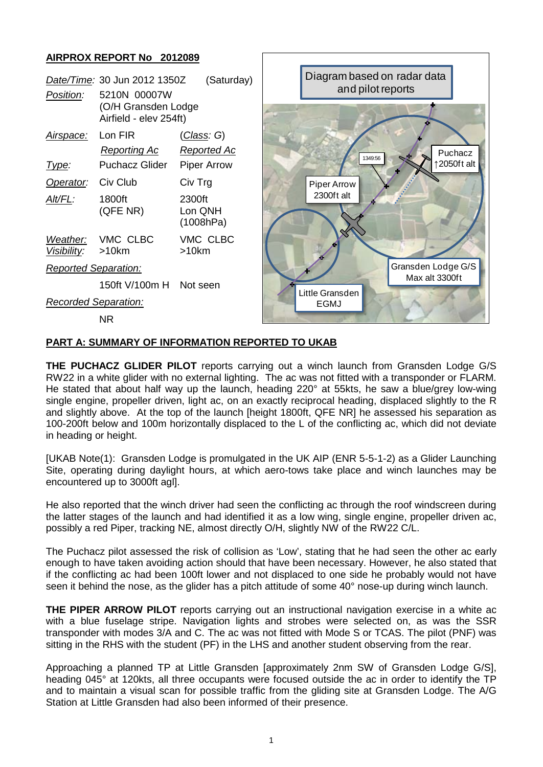**AIRPROX REPORT No 2012089**

| | | |
|---|---|---|
| *Date/Time:* | 30 Jun 2012 1350Z | (Saturday) |
| *Position:* | 5210N 00007W (O/H Gransden Lodge Airfield - elev 254ft) | |
| *Airspace:* | Lon FIR | (*Class*: G) |
| | *Reporting Ac* | *Reported Ac* |
| *Type:* | Puchacz Glider | Piper Arrow |
| *Operator:* | Civ Club | Civ Trg |
| *Alt/FL:* | 1800ft (QFE NR) | 2300ft Lon QNH (1008hPa) |
| *Weather:* *Visibility:* | VMC CLBC >10km | VMC CLBC >10km |
| *Reported Separation:* | | |
| | 150ft V/100m H | Not seen |
| *Recorded Separation:* | | |
| | NR | |

Diagram based on radar data and pilot reports

Puchacz ↑2050ft alt

1349:56

Piper Arrow 2300ft alt

Gransden Lodge G/S Max alt 3300ft

Little Gransden EGMJ

**PART A: SUMMARY OF INFORMATION REPORTED TO UKAB**

**THE PUCHACZ GLIDER PILOT** reports carrying out a winch launch from Gransden Lodge G/S RW22 in a white glider with no external lighting. The ac was not fitted with a transponder or FLARM. He stated that about half way up the launch, heading 220° at 55kts, he saw a blue/grey low-wing single engine, propeller driven, light ac, on an exactly reciprocal heading, displaced slightly to the R and slightly above. At the top of the launch [height 1800ft, QFE NR] he assessed his separation as 100-200ft below and 100m horizontally displaced to the L of the conflicting ac, which did not deviate in heading or height.

[UKAB Note(1): Gransden Lodge is promulgated in the UK AIP (ENR 5-5-1-2) as a Glider Launching Site, operating during daylight hours, at which aero-tows take place and winch launches may be encountered up to 3000ft agl].

He also reported that the winch driver had seen the conflicting ac through the roof windscreen during the latter stages of the launch and had identified it as a low wing, single engine, propeller driven ac, possibly a red Piper, tracking NE, almost directly O/H, slightly NW of the RW22 C/L.

The Puchacz pilot assessed the risk of collision as 'Low', stating that he had seen the other ac early enough to have taken avoiding action should that have been necessary. However, he also stated that if the conflicting ac had been 100ft lower and not displaced to one side he probably would not have seen it behind the nose, as the glider has a pitch attitude of some 40° nose-up during winch launch.

**THE PIPER ARROW PILOT** reports carrying out an instructional navigation exercise in a white ac with a blue fuselage stripe. Navigation lights and strobes were selected on, as was the SSR transponder with modes 3/A and C. The ac was not fitted with Mode S or TCAS. The pilot (PNF) was sitting in the RHS with the student (PF) in the LHS and another student observing from the rear.

Approaching a planned TP at Little Gransden [approximately 2nm SW of Gransden Lodge G/S], heading 045° at 120kts, all three occupants were focused outside the ac in order to identify the TP and to maintain a visual scan for possible traffic from the gliding site at Gransden Lodge. The A/G Station at Little Gransden had also been informed of their presence.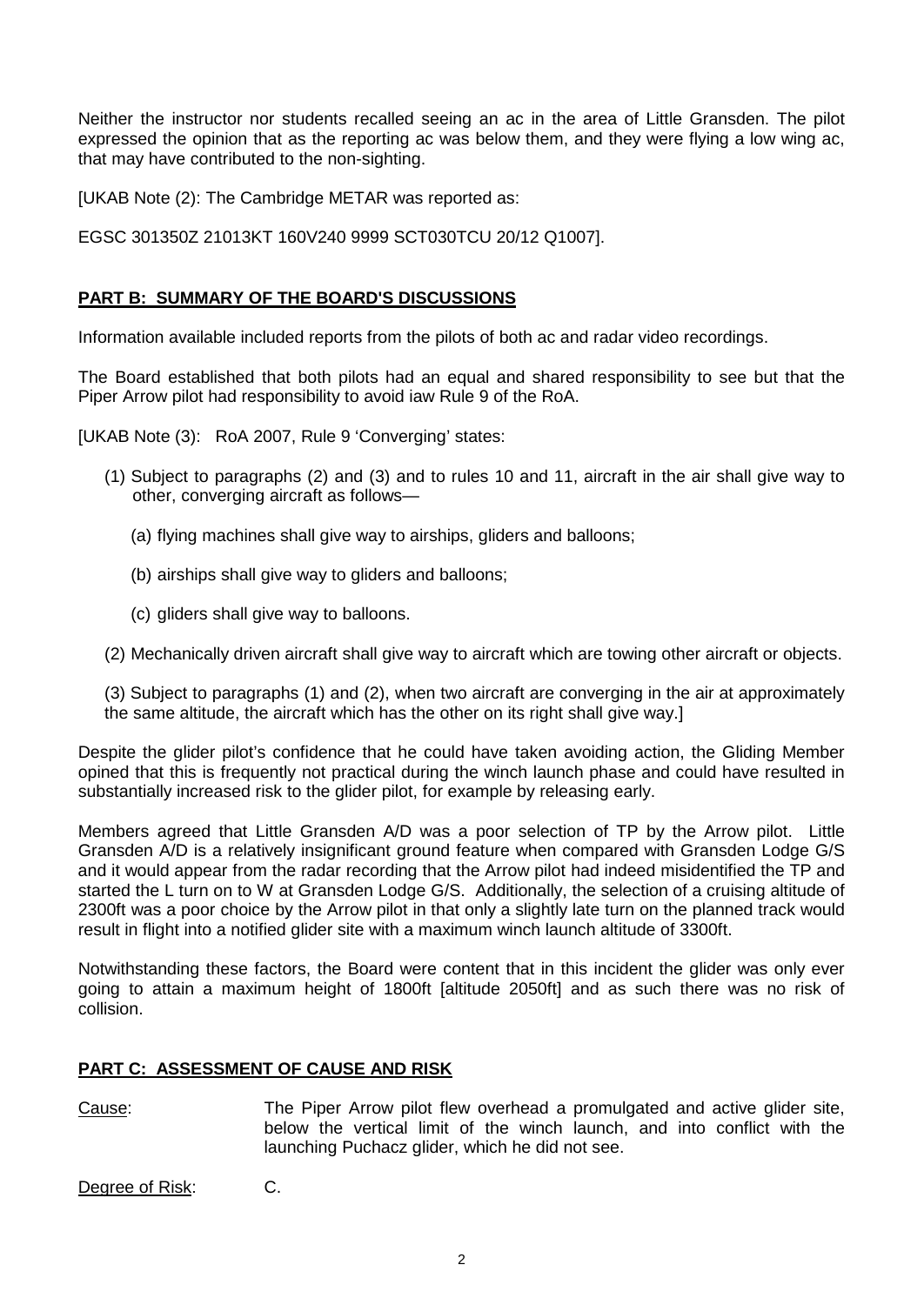Neither the instructor nor students recalled seeing an ac in the area of Little Gransden. The pilot expressed the opinion that as the reporting ac was below them, and they were flying a low wing ac, that may have contributed to the non-sighting.

[UKAB Note (2): The Cambridge METAR was reported as:

EGSC 301350Z 21013KT 160V240 9999 SCT030TCU 20/12 Q1007].

## PART B: SUMMARY OF THE BOARD'S DISCUSSIONS

Information available included reports from the pilots of both ac and radar video recordings.

The Board established that both pilots had an equal and shared responsibility to see but that the Piper Arrow pilot had responsibility to avoid iaw Rule 9 of the RoA.

[UKAB Note (3): RoA 2007, Rule 9 'Converging' states:

(1) Subject to paragraphs (2) and (3) and to rules 10 and 11, aircraft in the air shall give way to other, converging aircraft as follows—

(a) flying machines shall give way to airships, gliders and balloons;

(b) airships shall give way to gliders and balloons;

(c) gliders shall give way to balloons.

(2) Mechanically driven aircraft shall give way to aircraft which are towing other aircraft or objects.

(3) Subject to paragraphs (1) and (2), when two aircraft are converging in the air at approximately the same altitude, the aircraft which has the other on its right shall give way.]

Despite the glider pilot's confidence that he could have taken avoiding action, the Gliding Member opined that this is frequently not practical during the winch launch phase and could have resulted in substantially increased risk to the glider pilot, for example by releasing early.

Members agreed that Little Gransden A/D was a poor selection of TP by the Arrow pilot. Little Gransden A/D is a relatively insignificant ground feature when compared with Gransden Lodge G/S and it would appear from the radar recording that the Arrow pilot had indeed misidentified the TP and started the L turn on to W at Gransden Lodge G/S. Additionally, the selection of a cruising altitude of 2300ft was a poor choice by the Arrow pilot in that only a slightly late turn on the planned track would result in flight into a notified glider site with a maximum winch launch altitude of 3300ft.

Notwithstanding these factors, the Board were content that in this incident the glider was only ever going to attain a maximum height of 1800ft [altitude 2050ft] and as such there was no risk of collision.

## PART C: ASSESSMENT OF CAUSE AND RISK

Cause: The Piper Arrow pilot flew overhead a promulgated and active glider site, below the vertical limit of the winch launch, and into conflict with the launching Puchacz glider, which he did not see.

Degree of Risk: C.